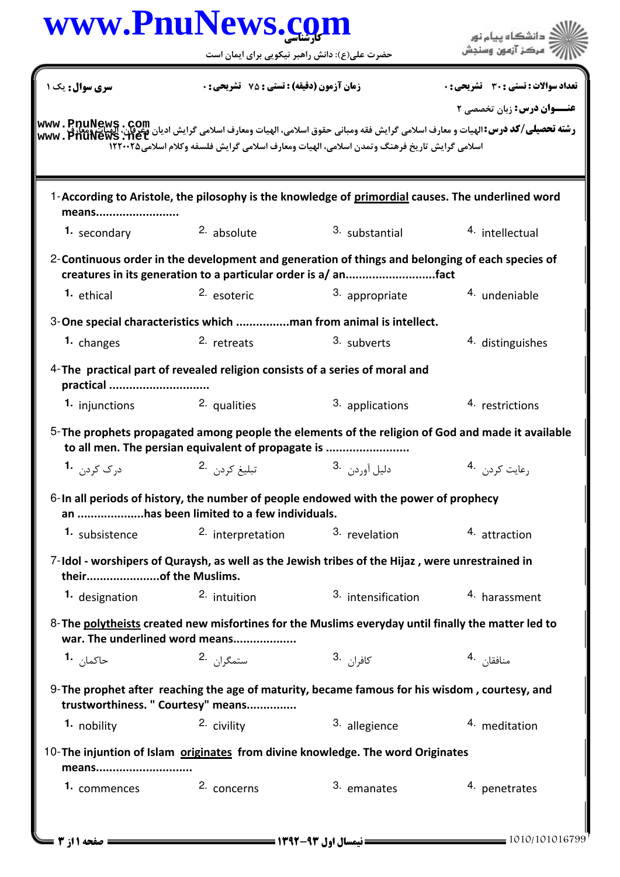حضرت علی(ع): دانش راهبر نیکویی برای ایمان است

**سری سوال:** یک ۱

**زمان آزمون (دقیقه) : تستی : ۷۵ تشریحی : ۰**

**تعداد سوالات : تستی : ۳۰ تشریحی : ۰**

**عنـــوان درس:** زبان تخصصی ۲

**رشته تحصیلی/کد درس:** الهیات و معارف اسلامی گرایش فقه ومبانی حقوق اسلامی، الهیات ومعارف اسلامی گرایش ادیان وعرفان، الهیات ومعارف اسلامی گرایش تاریخ فرهنگ وتمدن اسلامی، الهیات ومعارف اسلامی گرایش فلسفه وکلام اسلامی۱۲۲۰۰۲۵

1-**According to Aristole, the pilosophy is the knowledge of <u>primordial</u> causes. The underlined word means........................**

1. secondary
2. absolute
3. substantial
4. intellectual

2-**Continuous order in the development and generation of things and belonging of each species of creatures in its generation to a particular order is a/ an..........................fact**

1. ethical
2. esoteric
3. appropriate
4. undeniable

3-**One special characteristics which ................man from animal is intellect.**

1. changes
2. retreats
3. subverts
4. distinguishes

4-**The practical part of revealed religion consists of a series of moral and practical .............................**

1. injunctions
2. qualities
3. applications
4. restrictions

5-**The prophets propagated among people the elements of the religion of God and made it available to all men. The persian equivalent of propagate is .........................**

1. درک کردن
2. تبلیغ کردن
3. دلیل آوردن
4. رعایت کردن

6-**In all periods of history, the number of people endowed with the power of prophecy an ...................has been limited to a few individuals.**

1. subsistence
2. interpretation
3. revelation
4. attraction

7-**Idol - worshipers of Quraysh, as well as the Jewish tribes of the Hijaz , were unrestrained in their......................of the Muslims.**

1. designation
2. intuition
3. intensification
4. harassment

8-**The <u>polytheists</u> created new misfortines for the Muslims everyday until finally the matter led to war. The underlined word means..................**

1. حاکمان
2. ستمگران
3. کافران
4. منافقان

9-**The prophet after reaching the age of maturity, became famous for his wisdom , courtesy, and trustworthiness. " Courtesy" means..............**

1. nobility
2. civility
3. allegience
4. meditation

10-**The injuntion of Islam <u>originates</u> from divine knowledge. The word Originates means............................**

1. commences
2. concerns
3. emanates
4. penetrates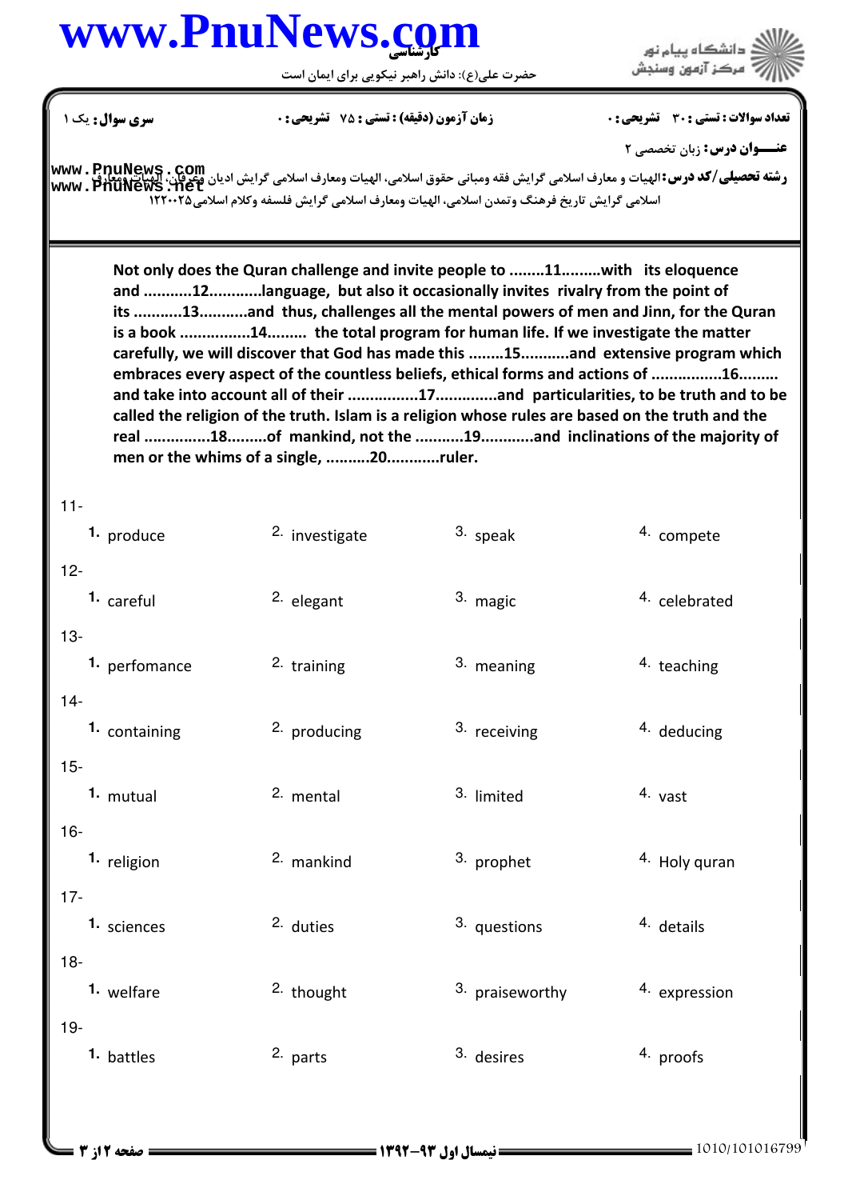Not only does the Quran challenge and invite people to ........11.........with its eloquence and ...........12............language, but also it occasionally invites rivalry from the point of its ...........13...........and thus, challenges all the mental powers of men and Jinn, for the Quran is a book ................14......... the total program for human life. If we investigate the matter carefully, we will discover that God has made this ........15...........and extensive program which embraces every aspect of the countless beliefs, ethical forms and actions of ................16......... and take into account all of their ................17.............and particularities, to be truth and to be called the religion of the truth. Islam is a religion whose rules are based on the truth and the real ..............18.........of mankind, not the ...........19............and inclinations of the majority of men or the whims of a single, ..........20............ruler.

11-

1. produce
2. investigate
3. speak
4. compete

12-

1. careful
2. elegant
3. magic
4. celebrated

13-

1. perfomance
2. training
3. meaning
4. teaching

14-

1. containing
2. producing
3. receiving
4. deducing

15-

1. mutual
2. mental
3. limited
4. vast

16-

1. religion
2. mankind
3. prophet
4. Holy quran

17-

1. sciences
2. duties
3. questions
4. details

18-

1. welfare
2. thought
3. praiseworthy
4. expression

19-

1. battles
2. parts
3. desires
4. proofs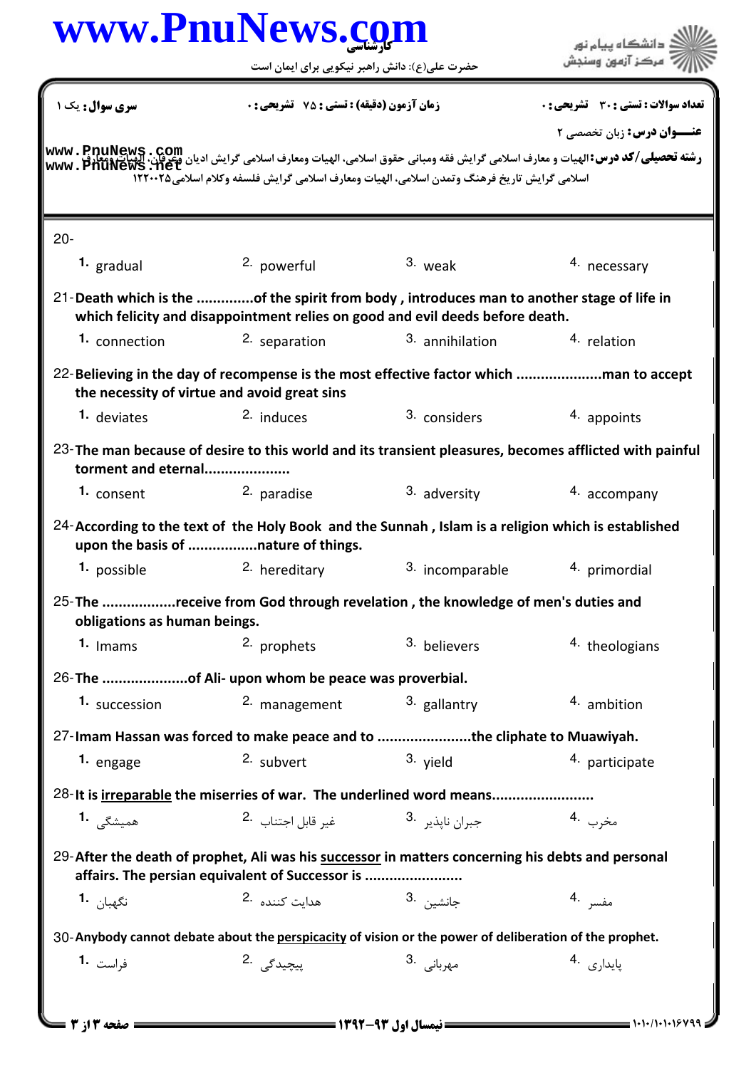سری سوال: یک ۱

زمان آزمون (دقیقه) : تستی : ۷۵ تشریحی : ۰

تعداد سوالات : تستی : ۳۰ تشریحی : ۰

عنـــوان درس: زبان تخصصی ۲

رشته تحصیلی/کد درس: الهیات و معارف اسلامی گرایش فقه ومبانی حقوق اسلامی، الهیات ومعارف اسلامی گرایش ادیان وعرفان، الهیات ومعارف اسلامی گرایش تاریخ فرهنگ وتمدن اسلامی، الهیات ومعارف اسلامی گرایش فلسفه وکلام اسلامی۱۲۲۰۰۲۵

20-

1. gradual
2. powerful
3. weak
4. necessary

21- Death which is the ..............of the spirit from body , introduces man to another stage of life in which felicity and disappointment relies on good and evil deeds before death.

1. connection
2. separation
3. annihilation
4. relation

22- Believing in the day of recompense is the most effective factor which .....................man to accept the necessity of virtue and avoid great sins

1. deviates
2. induces
3. considers
4. appoints

23- The man because of desire to this world and its transient pleasures, becomes afflicted with painful torment and eternal.....................

1. consent
2. paradise
3. adversity
4. accompany

24- According to the text of the Holy Book and the Sunnah , Islam is a religion which is established upon the basis of .................nature of things.

1. possible
2. hereditary
3. incomparable
4. primordial

25- The ..................receive from God through revelation , the knowledge of men's duties and obligations as human beings.

1. Imams
2. prophets
3. believers
4. theologians

26- The .....................of Ali- upon whom be peace was proverbial.

1. succession
2. management
3. gallantry
4. ambition

27- Imam Hassan was forced to make peace and to .......................the cliphate to Muawiyah.

1. engage
2. subvert
3. yield
4. participate

28- It is irreparable the miserries of war. The underlined word means.........................

1. همیشگی
2. غیر قابل اجتناب
3. جبران ناپذیر
4. مخرب

29- After the death of prophet, Ali was his successor in matters concerning his debts and personal affairs. The persian equivalent of Successor is ........................

1. نگهبان
2. هدایت کننده
3. جانشین
4. مفسر

30- Anybody cannot debate about the perspicacity of vision or the power of deliberation of the prophet.

1. فراست
2. پیچیدگی
3. مهربانی
4. پایداری